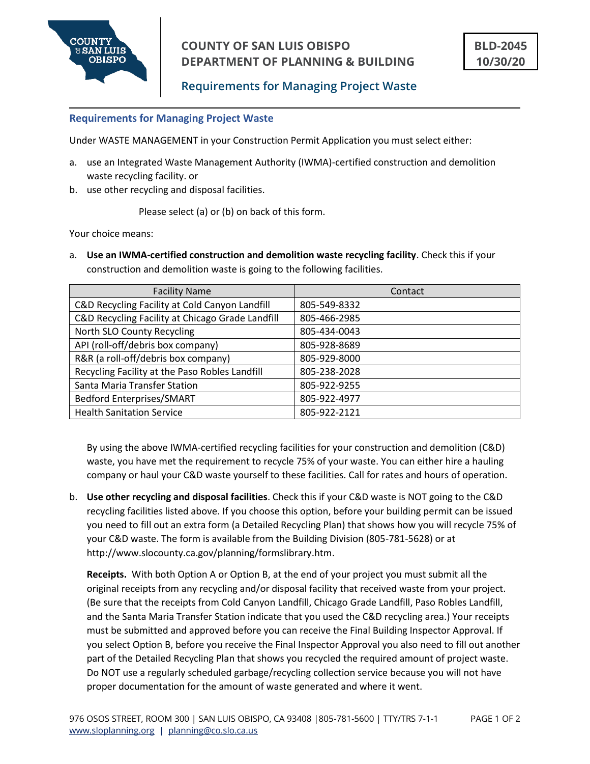# COUNTY OF SAN LUIS OBISPO DEPARTMENT OF PLANNING & BUILDING

**BLD-2045 10/30/20**

## Requirements for Managing Project Waste

### Requirements for Managing Project Waste

Under WASTE MANAGEMENT in your Construction Permit Application you must select either:

a. use an Integrated Waste Management Authority (IWMA)-certified construction and demolition waste recycling facility. or
b. use other recycling and disposal facilities.

Please select (a) or (b) on back of this form.

Your choice means:

a. **Use an IWMA-certified construction and demolition waste recycling facility**. Check this if your construction and demolition waste is going to the following facilities.

| Facility Name | Contact |
| --- | --- |
| C&D Recycling Facility at Cold Canyon Landfill | 805-549-8332 |
| C&D Recycling Facility at Chicago Grade Landfill | 805-466-2985 |
| North SLO County Recycling | 805-434-0043 |
| API (roll-off/debris box company) | 805-928-8689 |
| R&R (a roll-off/debris box company) | 805-929-8000 |
| Recycling Facility at the Paso Robles Landfill | 805-238-2028 |
| Santa Maria Transfer Station | 805-922-9255 |
| Bedford Enterprises/SMART | 805-922-4977 |
| Health Sanitation Service | 805-922-2121 |

By using the above IWMA-certified recycling facilities for your construction and demolition (C&D) waste, you have met the requirement to recycle 75% of your waste. You can either hire a hauling company or haul your C&D waste yourself to these facilities. Call for rates and hours of operation.

b. **Use other recycling and disposal facilities**. Check this if your C&D waste is NOT going to the C&D recycling facilities listed above. If you choose this option, before your building permit can be issued you need to fill out an extra form (a Detailed Recycling Plan) that shows how you will recycle 75% of your C&D waste. The form is available from the Building Division (805-781-5628) or at http://www.slocounty.ca.gov/planning/formslibrary.htm.

**Receipts.** With both Option A or Option B, at the end of your project you must submit all the original receipts from any recycling and/or disposal facility that received waste from your project. (Be sure that the receipts from Cold Canyon Landfill, Chicago Grade Landfill, Paso Robles Landfill, and the Santa Maria Transfer Station indicate that you used the C&D recycling area.) Your receipts must be submitted and approved before you can receive the Final Building Inspector Approval. If you select Option B, before you receive the Final Inspector Approval you also need to fill out another part of the Detailed Recycling Plan that shows you recycled the required amount of project waste. Do NOT use a regularly scheduled garbage/recycling collection service because you will not have proper documentation for the amount of waste generated and where it went.

976 OSOS STREET, ROOM 300 | SAN LUIS OBISPO, CA 93408 | 805-781-5600 | TTY/TRS 7-1-1
www.sloplanning.org | planning@co.slo.ca.us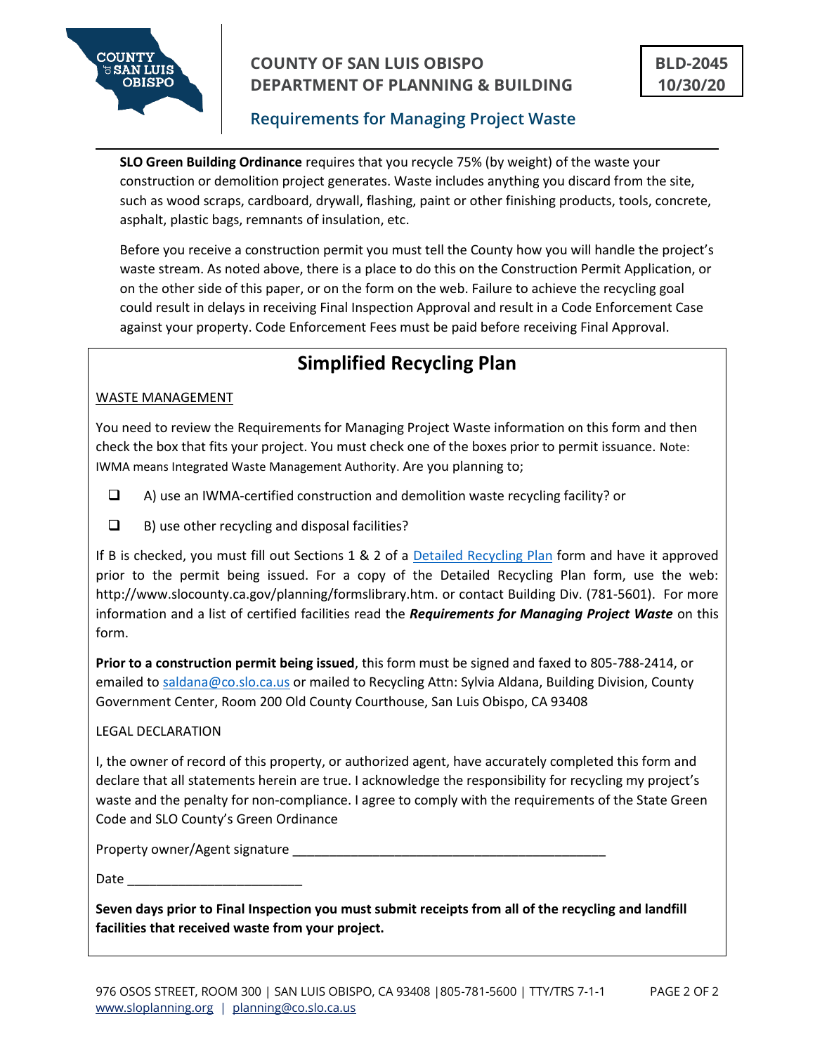COUNTY OF SAN LUIS OBISPO
DEPARTMENT OF PLANNING & BUILDING

**BLD-2045**
**10/30/20**

## Requirements for Managing Project Waste

**SLO Green Building Ordinance** requires that you recycle 75% (by weight) of the waste your construction or demolition project generates. Waste includes anything you discard from the site, such as wood scraps, cardboard, drywall, flashing, paint or other finishing products, tools, concrete, asphalt, plastic bags, remnants of insulation, etc.

Before you receive a construction permit you must tell the County how you will handle the project's waste stream. As noted above, there is a place to do this on the Construction Permit Application, or on the other side of this paper, or on the form on the web. Failure to achieve the recycling goal could result in delays in receiving Final Inspection Approval and result in a Code Enforcement Case against your property. Code Enforcement Fees must be paid before receiving Final Approval.

# Simplified Recycling Plan

WASTE MANAGEMENT

You need to review the Requirements for Managing Project Waste information on this form and then check the box that fits your project. You must check one of the boxes prior to permit issuance. Note: IWMA means Integrated Waste Management Authority. Are you planning to;

- ☐ A) use an IWMA-certified construction and demolition waste recycling facility? or
- ☐ B) use other recycling and disposal facilities?

If B is checked, you must fill out Sections 1 & 2 of a Detailed Recycling Plan form and have it approved prior to the permit being issued. For a copy of the Detailed Recycling Plan form, use the web: http://www.slocounty.ca.gov/planning/formslibrary.htm. or contact Building Div. (781-5601). For more information and a list of certified facilities read the ***Requirements for Managing Project Waste*** on this form.

**Prior to a construction permit being issued**, this form must be signed and faxed to 805-788-2414, or emailed to saldana@co.slo.ca.us or mailed to Recycling Attn: Sylvia Aldana, Building Division, County Government Center, Room 200 Old County Courthouse, San Luis Obispo, CA 93408

LEGAL DECLARATION

I, the owner of record of this property, or authorized agent, have accurately completed this form and declare that all statements herein are true. I acknowledge the responsibility for recycling my project's waste and the penalty for non-compliance. I agree to comply with the requirements of the State Green Code and SLO County's Green Ordinance

Property owner/Agent signature ____________________________________________

Date ________________________

**Seven days prior to Final Inspection you must submit receipts from all of the recycling and landfill facilities that received waste from your project.**

976 OSOS STREET, ROOM 300 | SAN LUIS OBISPO, CA 93408 | 805-781-5600 | TTY/TRS 7-1-1
www.sloplanning.org | planning@co.slo.ca.us